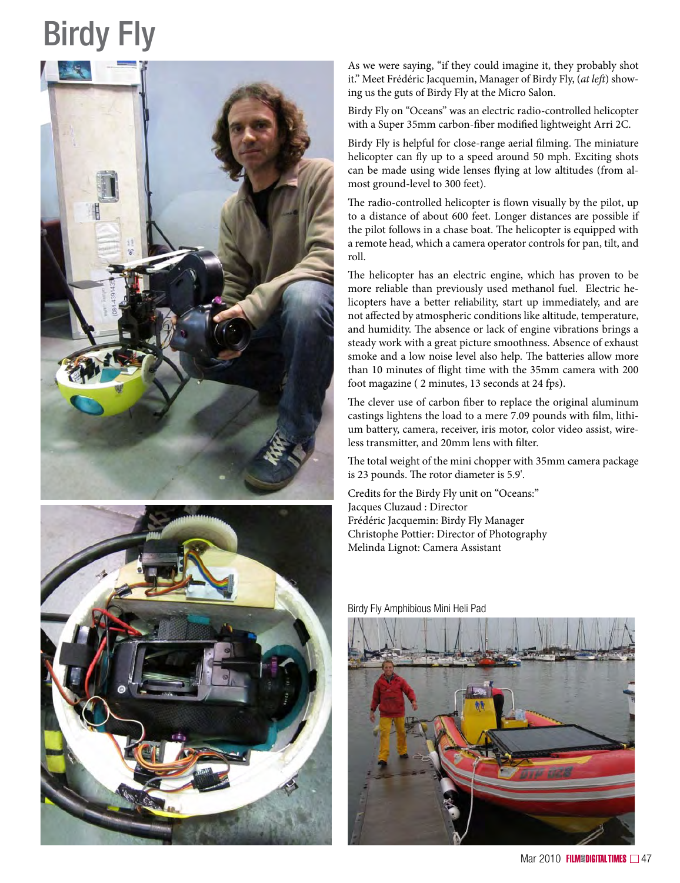# Birdy Fly

As we were saying, "if they could imagine it, they probably shot it." Meet Frédéric Jacquemin, Manager of Birdy Fly, (*at left*) showing us the guts of Birdy Fly at the Micro Salon.

Birdy Fly on "Oceans" was an electric radio-controlled helicopter with a Super 35mm carbon-fiber modified lightweight Arri 2C.

Birdy Fly is helpful for close-range aerial filming. The miniature helicopter can fly up to a speed around 50 mph. Exciting shots can be made using wide lenses flying at low altitudes (from almost ground-level to 300 feet).

The radio-controlled helicopter is flown visually by the pilot, up to a distance of about 600 feet. Longer distances are possible if the pilot follows in a chase boat. The helicopter is equipped with a remote head, which a camera operator controls for pan, tilt, and roll.

The helicopter has an electric engine, which has proven to be more reliable than previously used methanol fuel. Electric helicopters have a better reliability, start up immediately, and are not affected by atmospheric conditions like altitude, temperature, and humidity. The absence or lack of engine vibrations brings a steady work with a great picture smoothness. Absence of exhaust smoke and a low noise level also help. The batteries allow more than 10 minutes of flight time with the 35mm camera with 200 foot magazine ( 2 minutes, 13 seconds at 24 fps).

The clever use of carbon fiber to replace the original aluminum castings lightens the load to a mere 7.09 pounds with film, lithium battery, camera, receiver, iris motor, color video assist, wireless transmitter, and 20mm lens with filter.

The total weight of the mini chopper with 35mm camera package is 23 pounds. The rotor diameter is 5.9'.

Credits for the Birdy Fly unit on "Oceans:"
Jacques Cluzaud : Director
Frédéric Jacquemin: Birdy Fly Manager
Christophe Pottier: Director of Photography
Melinda Lignot: Camera Assistant

Birdy Fly Amphibious Mini Heli Pad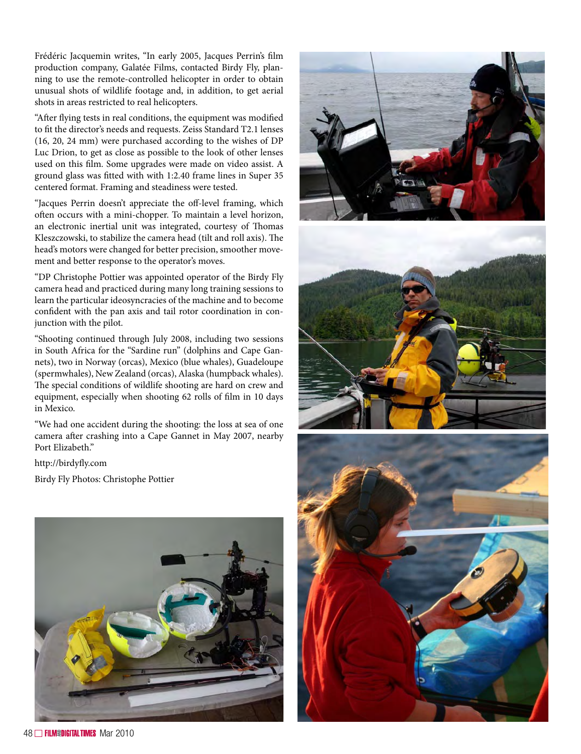Frédéric Jacquemin writes, "In early 2005, Jacques Perrin's film production company, Galatée Films, contacted Birdy Fly, planning to use the remote-controlled helicopter in order to obtain unusual shots of wildlife footage and, in addition, to get aerial shots in areas restricted to real helicopters.

"After flying tests in real conditions, the equipment was modified to fit the director's needs and requests. Zeiss Standard T2.1 lenses (16, 20, 24 mm) were purchased according to the wishes of DP Luc Drion, to get as close as possible to the look of other lenses used on this film. Some upgrades were made on video assist. A ground glass was fitted with with 1:2.40 frame lines in Super 35 centered format. Framing and steadiness were tested.

"Jacques Perrin doesn't appreciate the off-level framing, which often occurs with a mini-chopper. To maintain a level horizon, an electronic inertial unit was integrated, courtesy of Thomas Kleszczowski, to stabilize the camera head (tilt and roll axis). The head's motors were changed for better precision, smoother movement and better response to the operator's moves.

"DP Christophe Pottier was appointed operator of the Birdy Fly camera head and practiced during many long training sessions to learn the particular ideosyncracies of the machine and to become confident with the pan axis and tail rotor coordination in conjunction with the pilot.

"Shooting continued through July 2008, including two sessions in South Africa for the "Sardine run" (dolphins and Cape Gannets), two in Norway (orcas), Mexico (blue whales), Guadeloupe (spermwhales), New Zealand (orcas), Alaska (humpback whales). The special conditions of wildlife shooting are hard on crew and equipment, especially when shooting 62 rolls of film in 10 days in Mexico.

"We had one accident during the shooting: the loss at sea of one camera after crashing into a Cape Gannet in May 2007, nearby Port Elizabeth."

http://birdyfly.com

Birdy Fly Photos: Christophe Pottier